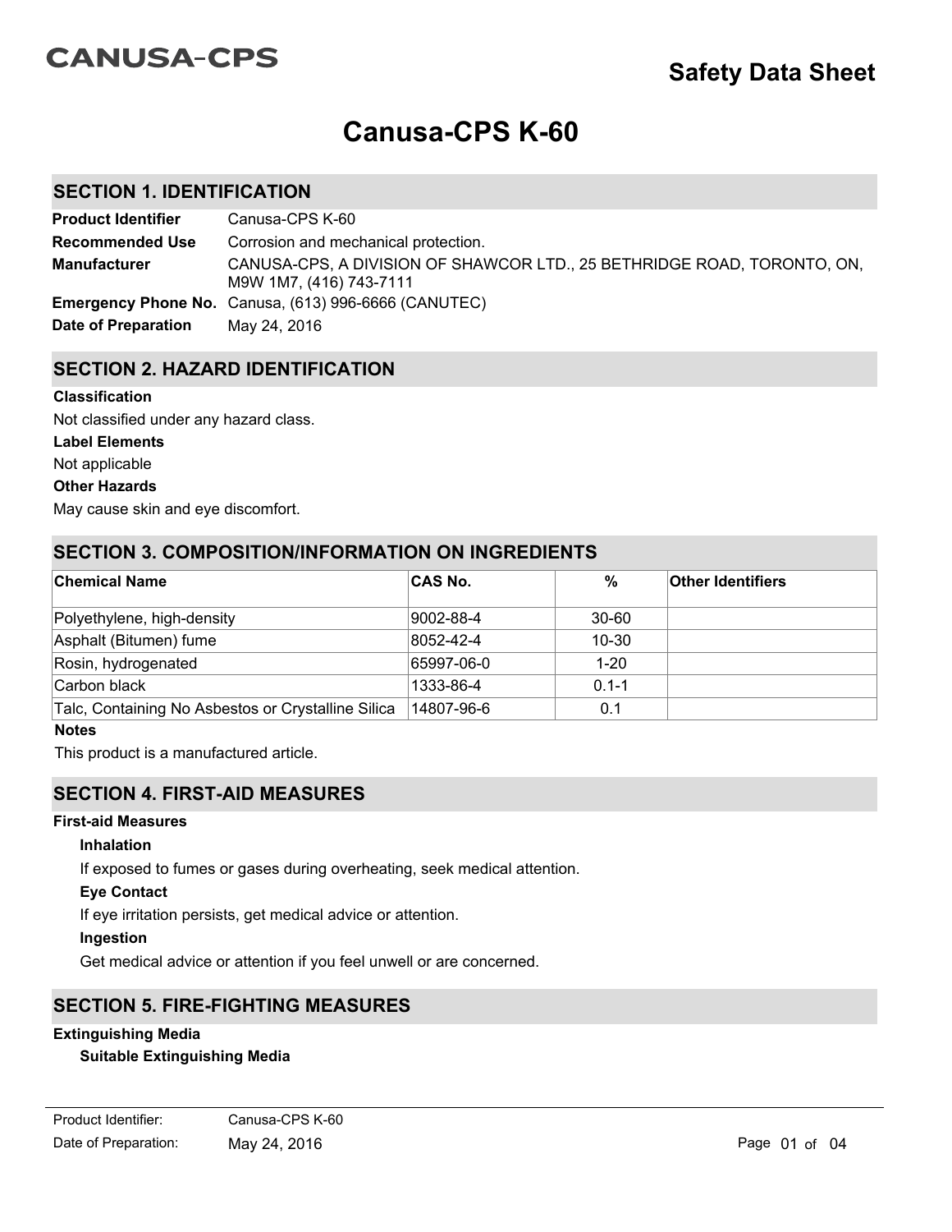CANUSA-CPS

# Safety Data Sheet

# Canusa-CPS K-60

## SECTION 1. IDENTIFICATION

| | |
|---|---|
| **Product Identifier** | Canusa-CPS K-60 |
| **Recommended Use** | Corrosion and mechanical protection. |
| **Manufacturer** | CANUSA-CPS, A DIVISION OF SHAWCOR LTD., 25 BETHRIDGE ROAD, TORONTO, ON, M9W 1M7, (416) 743-7111 |
| **Emergency Phone No.** | Canusa, (613) 996-6666 (CANUTEC) |
| **Date of Preparation** | May 24, 2016 |

## SECTION 2. HAZARD IDENTIFICATION

**Classification**

Not classified under any hazard class.

**Label Elements**

Not applicable

**Other Hazards**

May cause skin and eye discomfort.

## SECTION 3. COMPOSITION/INFORMATION ON INGREDIENTS

| Chemical Name | CAS No. | % | Other Identifiers |
|---|---|---|---|
| Polyethylene, high-density | 9002-88-4 | 30-60 | |
| Asphalt (Bitumen) fume | 8052-42-4 | 10-30 | |
| Rosin, hydrogenated | 65997-06-0 | 1-20 | |
| Carbon black | 1333-86-4 | 0.1-1 | |
| Talc, Containing No Asbestos or Crystalline Silica | 14807-96-6 | 0.1 | |

**Notes**

This product is a manufactured article.

## SECTION 4. FIRST-AID MEASURES

**First-aid Measures**

**Inhalation**

If exposed to fumes or gases during overheating, seek medical attention.

**Eye Contact**

If eye irritation persists, get medical advice or attention.

**Ingestion**

Get medical advice or attention if you feel unwell or are concerned.

## SECTION 5. FIRE-FIGHTING MEASURES

**Extinguishing Media**

**Suitable Extinguishing Media**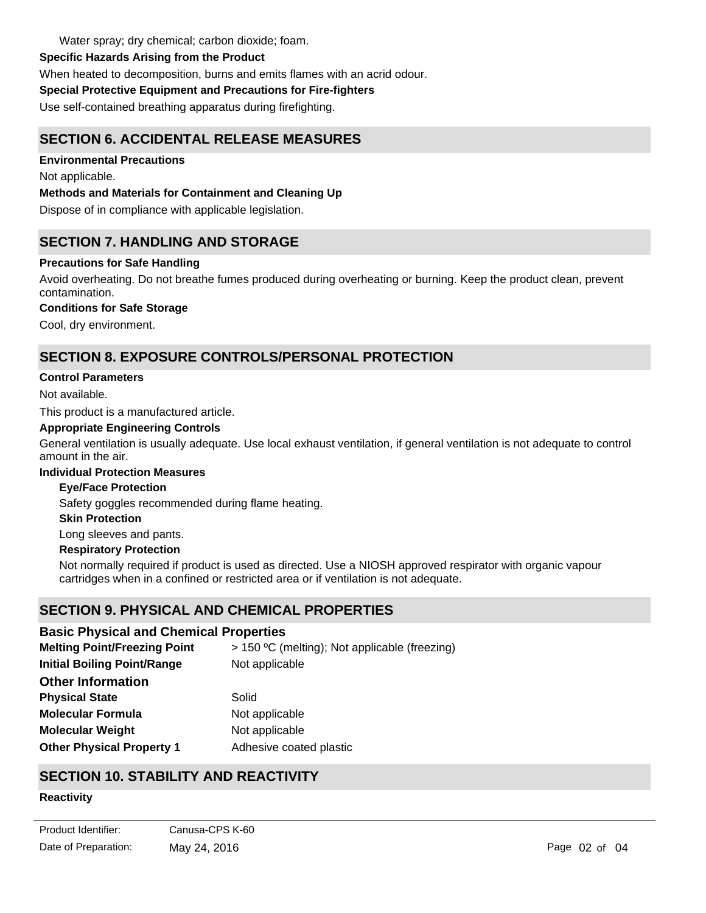Water spray; dry chemical; carbon dioxide; foam.

**Specific Hazards Arising from the Product**

When heated to decomposition, burns and emits flames with an acrid odour.

**Special Protective Equipment and Precautions for Fire-fighters**

Use self-contained breathing apparatus during firefighting.

## SECTION 6. ACCIDENTAL RELEASE MEASURES

**Environmental Precautions**

Not applicable.

**Methods and Materials for Containment and Cleaning Up**

Dispose of in compliance with applicable legislation.

## SECTION 7. HANDLING AND STORAGE

**Precautions for Safe Handling**

Avoid overheating. Do not breathe fumes produced during overheating or burning. Keep the product clean, prevent contamination.

**Conditions for Safe Storage**

Cool, dry environment.

## SECTION 8. EXPOSURE CONTROLS/PERSONAL PROTECTION

**Control Parameters**

Not available.

This product is a manufactured article.

**Appropriate Engineering Controls**

General ventilation is usually adequate. Use local exhaust ventilation, if general ventilation is not adequate to control amount in the air.

**Individual Protection Measures**

**Eye/Face Protection**

Safety goggles recommended during flame heating.

**Skin Protection**

Long sleeves and pants.

**Respiratory Protection**

Not normally required if product is used as directed. Use a NIOSH approved respirator with organic vapour cartridges when in a confined or restricted area or if ventilation is not adequate.

## SECTION 9. PHYSICAL AND CHEMICAL PROPERTIES

### Basic Physical and Chemical Properties

| | |
|---|---|
| **Melting Point/Freezing Point** | > 150 ºC (melting); Not applicable (freezing) |
| **Initial Boiling Point/Range** | Not applicable |

### Other Information

| | |
|---|---|
| **Physical State** | Solid |
| **Molecular Formula** | Not applicable |
| **Molecular Weight** | Not applicable |
| **Other Physical Property 1** | Adhesive coated plastic |

## SECTION 10. STABILITY AND REACTIVITY

**Reactivity**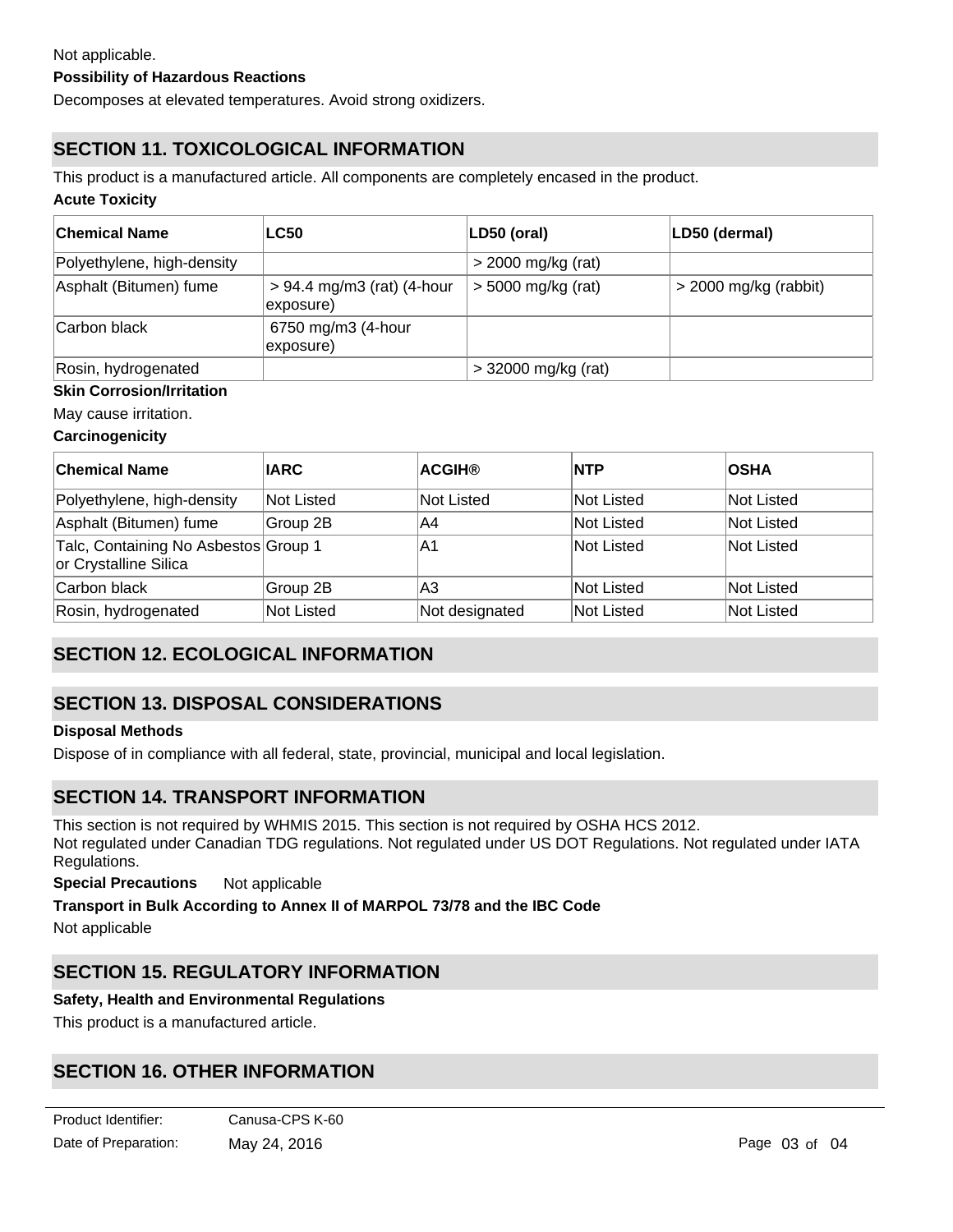Not applicable.

**Possibility of Hazardous Reactions**

Decomposes at elevated temperatures. Avoid strong oxidizers.

## SECTION 11. TOXICOLOGICAL INFORMATION

This product is a manufactured article. All components are completely encased in the product.

**Acute Toxicity**

| Chemical Name | LC50 | LD50 (oral) | LD50 (dermal) |
|---|---|---|---|
| Polyethylene, high-density | | > 2000 mg/kg (rat) | |
| Asphalt (Bitumen) fume | > 94.4 mg/m3 (rat) (4-hour exposure) | > 5000 mg/kg (rat) | > 2000 mg/kg (rabbit) |
| Carbon black | 6750 mg/m3 (4-hour exposure) | | |
| Rosin, hydrogenated | | > 32000 mg/kg (rat) | |

**Skin Corrosion/Irritation**

May cause irritation.

**Carcinogenicity**

| Chemical Name | IARC | ACGIH® | NTP | OSHA |
|---|---|---|---|---|
| Polyethylene, high-density | Not Listed | Not Listed | Not Listed | Not Listed |
| Asphalt (Bitumen) fume | Group 2B | A4 | Not Listed | Not Listed |
| Talc, Containing No Asbestos or Crystalline Silica | Group 1 | A1 | Not Listed | Not Listed |
| Carbon black | Group 2B | A3 | Not Listed | Not Listed |
| Rosin, hydrogenated | Not Listed | Not designated | Not Listed | Not Listed |

## SECTION 12. ECOLOGICAL INFORMATION

## SECTION 13. DISPOSAL CONSIDERATIONS

**Disposal Methods**

Dispose of in compliance with all federal, state, provincial, municipal and local legislation.

## SECTION 14. TRANSPORT INFORMATION

This section is not required by WHMIS 2015. This section is not required by OSHA HCS 2012.
Not regulated under Canadian TDG regulations. Not regulated under US DOT Regulations. Not regulated under IATA Regulations.

**Special Precautions** Not applicable

**Transport in Bulk According to Annex II of MARPOL 73/78 and the IBC Code**

Not applicable

## SECTION 15. REGULATORY INFORMATION

**Safety, Health and Environmental Regulations**

This product is a manufactured article.

## SECTION 16. OTHER INFORMATION

Product Identifier: Canusa-CPS K-60
Date of Preparation: May 24, 2016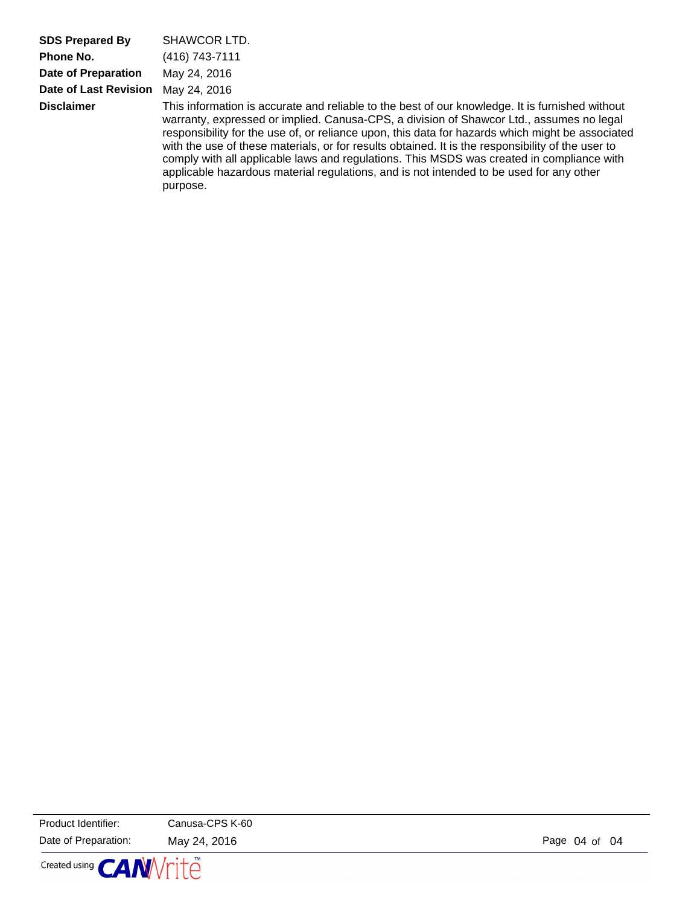| | |
|---|---|
| **SDS Prepared By** | SHAWCOR LTD. |
| **Phone No.** | (416) 743-7111 |
| **Date of Preparation** | May 24, 2016 |
| **Date of Last Revision** | May 24, 2016 |
| **Disclaimer** | This information is accurate and reliable to the best of our knowledge. It is furnished without warranty, expressed or implied. Canusa-CPS, a division of Shawcor Ltd., assumes no legal responsibility for the use of, or reliance upon, this data for hazards which might be associated with the use of these materials, or for results obtained. It is the responsibility of the user to comply with all applicable laws and regulations. This MSDS was created in compliance with applicable hazardous material regulations, and is not intended to be used for any other purpose. |